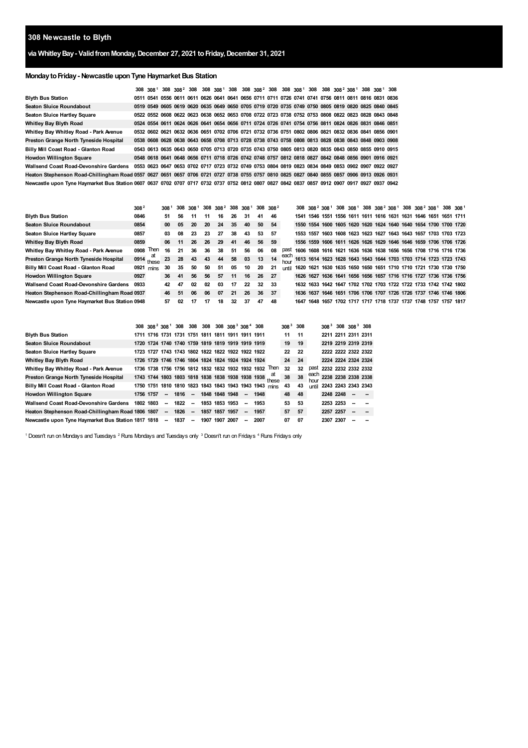# 308 Newcastle to Blyth

## via Whitley Bay - Valid from Monday, December 27, 2021 to Friday, December 31, 2021

### Monday to Friday - Newcastle upon Tyne Haymarket Bus Station

| | 308 | 308[1] | 308 | 308[2] | 308 | 308 | 308[1] | 308 | 308 | 308[2] | 308 | 308 | 308[1] | 308 | 308 | 308[2] | 308[1] | 308 | 308[1] | 308 |
|---|---|---|---|---|---|---|---|---|---|---|---|---|---|---|---|---|---|---|---|---|
| Blyth Bus Station | 0511 | 0541 | 0556 | 0611 | 0611 | 0626 | 0641 | 0641 | 0656 | 0711 | 0711 | 0726 | 0741 | 0741 | 0756 | 0811 | 0811 | 0816 | 0831 | 0836 |
| Seaton Sluice Roundabout | 0519 | 0549 | 0605 | 0619 | 0620 | 0635 | 0649 | 0650 | 0705 | 0719 | 0720 | 0735 | 0749 | 0750 | 0805 | 0819 | 0820 | 0825 | 0840 | 0845 |
| Seaton Sluice Hartley Square | 0522 | 0552 | 0608 | 0622 | 0623 | 0638 | 0652 | 0653 | 0708 | 0722 | 0723 | 0738 | 0752 | 0753 | 0808 | 0822 | 0823 | 0828 | 0843 | 0848 |
| Whitley Bay Blyth Road | 0524 | 0554 | 0611 | 0624 | 0626 | 0641 | 0654 | 0656 | 0711 | 0724 | 0726 | 0741 | 0754 | 0756 | 0811 | 0824 | 0826 | 0831 | 0846 | 0851 |
| Whitley Bay Whitley Road - Park Avenue | 0532 | 0602 | 0621 | 0632 | 0636 | 0651 | 0702 | 0706 | 0721 | 0732 | 0736 | 0751 | 0802 | 0806 | 0821 | 0832 | 0836 | 0841 | 0856 | 0901 |
| Preston Grange North Tyneside Hospital | 0538 | 0608 | 0628 | 0638 | 0643 | 0658 | 0708 | 0713 | 0728 | 0738 | 0743 | 0758 | 0808 | 0813 | 0828 | 0838 | 0843 | 0848 | 0903 | 0908 |
| Billy Mill Coast Road - Glanton Road | 0543 | 0613 | 0635 | 0643 | 0650 | 0705 | 0713 | 0720 | 0735 | 0743 | 0750 | 0805 | 0813 | 0820 | 0835 | 0843 | 0850 | 0855 | 0910 | 0915 |
| Howdon Willington Square | 0548 | 0618 | 0641 | 0648 | 0656 | 0711 | 0718 | 0726 | 0742 | 0748 | 0757 | 0812 | 0818 | 0827 | 0842 | 0848 | 0856 | 0901 | 0916 | 0921 |
| Wallsend Coast Road-Devonshire Gardens | 0553 | 0623 | 0647 | 0653 | 0702 | 0717 | 0723 | 0732 | 0749 | 0753 | 0804 | 0819 | 0823 | 0834 | 0849 | 0853 | 0902 | 0907 | 0922 | 0927 |
| Heaton Stephenson Road-Chillingham Road | 0557 | 0627 | 0651 | 0657 | 0706 | 0721 | 0727 | 0738 | 0755 | 0757 | 0810 | 0825 | 0827 | 0840 | 0855 | 0857 | 0906 | 0913 | 0926 | 0931 |
| Newcastle upon Tyne Haymarket Bus Station | 0607 | 0637 | 0702 | 0707 | 0717 | 0732 | 0737 | 0752 | 0812 | 0807 | 0827 | 0842 | 0837 | 0857 | 0912 | 0907 | 0917 | 0927 | 0937 | 0942 |

| | 308[2] | | 308[1] | 308 | 308[1] | 308 | 308[2] | 308 | 308[1] | 308 | 308[2] | | 308 | 308[2] | 308[1] | 308 | 308[1] | 308 | 308[2] | 308[1] | 308 | 308[2] | 308[1] | 308 | 308[1] |
|---|---|---|---|---|---|---|---|---|---|---|---|---|---|---|---|---|---|---|---|---|---|---|---|---|---|
| Blyth Bus Station | 0846 | | 51 | 56 | 11 | 11 | 16 | 26 | 31 | 41 | 46 | | 1541 | 1546 | 1551 | 1556 | 1611 | 1611 | 1616 | 1631 | 1631 | 1646 | 1651 | 1651 | 1711 |
| Seaton Sluice Roundabout | 0854 | | 00 | 05 | 20 | 20 | 24 | 35 | 40 | 50 | 54 | | 1550 | 1554 | 1600 | 1605 | 1620 | 1620 | 1624 | 1640 | 1640 | 1654 | 1700 | 1700 | 1720 |
| Seaton Sluice Hartley Square | 0857 | | 03 | 08 | 23 | 23 | 27 | 38 | 43 | 53 | 57 | | 1553 | 1557 | 1603 | 1608 | 1623 | 1623 | 1627 | 1643 | 1643 | 1657 | 1703 | 1703 | 1723 |
| Whitley Bay Blyth Road | 0859 | | 06 | 11 | 26 | 26 | 29 | 41 | 46 | 56 | 59 | | 1556 | 1559 | 1606 | 1611 | 1626 | 1626 | 1629 | 1646 | 1646 | 1659 | 1706 | 1706 | 1726 |
| Whitley Bay Whitley Road - Park Avenue | 0908 | Then | 16 | 21 | 36 | 36 | 38 | 51 | 56 | 06 | 08 | past | 1606 | 1608 | 1616 | 1621 | 1636 | 1636 | 1638 | 1656 | 1656 | 1708 | 1716 | 1716 | 1736 |
| Preston Grange North Tyneside Hospital | 0914 | at these | 23 | 28 | 43 | 43 | 44 | 58 | 03 | 13 | 14 | each hour | 1613 | 1614 | 1623 | 1628 | 1643 | 1643 | 1644 | 1703 | 1703 | 1714 | 1723 | 1723 | 1743 |
| Billy Mill Coast Road - Glanton Road | 0921 | mins | 30 | 35 | 50 | 50 | 51 | 05 | 10 | 20 | 21 | until | 1620 | 1621 | 1630 | 1635 | 1650 | 1650 | 1651 | 1710 | 1710 | 1721 | 1730 | 1730 | 1750 |
| Howdon Willington Square | 0927 | | 36 | 41 | 56 | 56 | 57 | 11 | 16 | 26 | 27 | | 1626 | 1627 | 1636 | 1641 | 1656 | 1656 | 1657 | 1716 | 1716 | 1727 | 1736 | 1736 | 1756 |
| Wallsend Coast Road-Devonshire Gardens | 0933 | | 42 | 47 | 02 | 02 | 03 | 17 | 22 | 32 | 33 | | 1632 | 1633 | 1642 | 1647 | 1702 | 1702 | 1703 | 1722 | 1722 | 1733 | 1742 | 1742 | 1802 |
| Heaton Stephenson Road-Chillingham Road | 0937 | | 46 | 51 | 06 | 06 | 07 | 21 | 26 | 36 | 37 | | 1636 | 1637 | 1646 | 1651 | 1706 | 1706 | 1707 | 1726 | 1726 | 1737 | 1746 | 1746 | 1806 |
| Newcastle upon Tyne Haymarket Bus Station | 0948 | | 57 | 02 | 17 | 17 | 18 | 32 | 37 | 47 | 48 | | 1647 | 1648 | 1657 | 1702 | 1717 | 1717 | 1718 | 1737 | 1737 | 1748 | 1757 | 1757 | 1817 |

| | 308 | 308[2] | 308[1] | 308 | 308 | 308 | 308 | 308[3] | 308[4] | 308 | | 308[3] | 308 | | 308[3] | 308 | 308[3] | 308 |
|---|---|---|---|---|---|---|---|---|---|---|---|---|---|---|---|---|---|---|
| Blyth Bus Station | 1711 | 1716 | 1731 | 1731 | 1751 | 1811 | 1811 | 1911 | 1911 | 1911 | | 11 | 11 | | 2211 | 2211 | 2311 | 2311 |
| Seaton Sluice Roundabout | 1720 | 1724 | 1740 | 1740 | 1759 | 1819 | 1819 | 1919 | 1919 | 1919 | | 19 | 19 | | 2219 | 2219 | 2319 | 2319 |
| Seaton Sluice Hartley Square | 1723 | 1727 | 1743 | 1743 | 1802 | 1822 | 1822 | 1922 | 1922 | 1922 | | 22 | 22 | | 2222 | 2222 | 2322 | 2322 |
| Whitley Bay Blyth Road | 1726 | 1729 | 1746 | 1746 | 1804 | 1824 | 1824 | 1924 | 1924 | 1924 | | 24 | 24 | | 2224 | 2224 | 2324 | 2324 |
| Whitley Bay Whitley Road - Park Avenue | 1736 | 1738 | 1756 | 1756 | 1812 | 1832 | 1832 | 1932 | 1932 | 1932 | Then | 32 | 32 | past | 2232 | 2232 | 2332 | 2332 |
| Preston Grange North Tyneside Hospital | 1743 | 1744 | 1803 | 1803 | 1818 | 1838 | 1838 | 1938 | 1938 | 1938 | at these | 38 | 38 | each hour | 2238 | 2238 | 2338 | 2338 |
| Billy Mill Coast Road - Glanton Road | 1750 | 1751 | 1810 | 1810 | 1823 | 1843 | 1843 | 1943 | 1943 | 1943 | mins | 43 | 43 | until | 2243 | 2243 | 2343 | 2343 |
| Howdon Willington Square | 1756 | 1757 | -- | 1816 | -- | 1848 | 1848 | 1948 | -- | 1948 | | 48 | 48 | | 2248 | 2248 | -- | -- |
| Wallsend Coast Road-Devonshire Gardens | 1802 | 1803 | -- | 1822 | -- | 1853 | 1853 | 1953 | -- | 1953 | | 53 | 53 | | 2253 | 2253 | -- | -- |
| Heaton Stephenson Road-Chillingham Road | 1806 | 1807 | -- | 1826 | -- | 1857 | 1857 | 1957 | -- | 1957 | | 57 | 57 | | 2257 | 2257 | -- | -- |
| Newcastle upon Tyne Haymarket Bus Station | 1817 | 1818 | -- | 1837 | -- | 1907 | 1907 | 2007 | -- | 2007 | | 07 | 07 | | 2307 | 2307 | -- | -- |

[1] Doesn't run on Mondays and Tuesdays [2] Runs Mondays and Tuesdays only [3] Doesn't run on Fridays [4] Runs Fridays only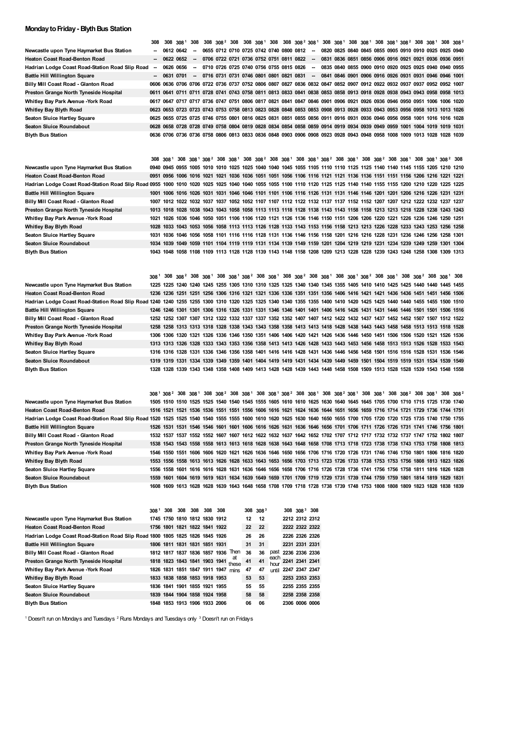## Monday to Friday - Blyth Bus Station

| | 308 | 308 | 308[1] | 308 | 308 | 308[2] | 308 | 308 | 308[1] | 308 | 308 | 308[2] | 308[1] | 308 | 308[1] | 308 | 308[1] | 308 | 308[1] | 308[2] | 308 | 308[1] | 308 | 308[2] |
|---|---|---|---|---|---|---|---|---|---|---|---|---|---|---|---|---|---|---|---|---|---|---|---|---|
| Newcastle upon Tyne Haymarket Bus Station | -- | 0612 | 0642 | -- | 0655 | 0712 | 0710 | 0725 | 0742 | 0740 | 0800 | 0812 | -- | 0820 | 0825 | 0840 | 0845 | 0855 | 0905 | 0910 | 0910 | 0925 | 0925 | 0940 |
| Heaton Coast Road-Benton Road | -- | 0622 | 0652 | -- | 0706 | 0722 | 0721 | 0736 | 0752 | 0751 | 0811 | 0822 | -- | 0831 | 0836 | 0851 | 0856 | 0906 | 0916 | 0921 | 0921 | 0936 | 0936 | 0951 |
| Hadrian Lodge Coast Road-Station Road Slip Road | -- | 0626 | 0656 | -- | 0710 | 0726 | 0725 | 0740 | 0756 | 0755 | 0815 | 0826 | -- | 0835 | 0840 | 0855 | 0900 | 0910 | 0920 | 0925 | 0925 | 0940 | 0940 | 0955 |
| Battle Hill Willington Square | -- | 0631 | 0701 | -- | 0716 | 0731 | 0731 | 0746 | 0801 | 0801 | 0821 | 0831 | -- | 0841 | 0846 | 0901 | 0906 | 0916 | 0926 | 0931 | 0931 | 0946 | 0946 | 1001 |
| Billy Mill Coast Road - Glanton Road | 0606 | 0636 | 0706 | 0706 | 0722 | 0736 | 0737 | 0752 | 0806 | 0807 | 0827 | 0836 | 0832 | 0847 | 0852 | 0907 | 0912 | 0922 | 0932 | 0937 | 0937 | 0952 | 0952 | 1007 |
| Preston Grange North Tyneside Hospital | 0611 | 0641 | 0711 | 0711 | 0728 | 0741 | 0743 | 0758 | 0811 | 0813 | 0833 | 0841 | 0838 | 0853 | 0858 | 0913 | 0918 | 0928 | 0938 | 0943 | 0943 | 0958 | 0958 | 1013 |
| Whitley Bay Park Avenue -York Road | 0617 | 0647 | 0717 | 0717 | 0736 | 0747 | 0751 | 0806 | 0817 | 0821 | 0841 | 0847 | 0846 | 0901 | 0906 | 0921 | 0926 | 0936 | 0946 | 0950 | 0951 | 1006 | 1006 | 1020 |
| Whitley Bay Blyth Road | 0623 | 0653 | 0723 | 0723 | 0743 | 0753 | 0758 | 0813 | 0823 | 0828 | 0848 | 0853 | 0853 | 0908 | 0913 | 0928 | 0933 | 0943 | 0953 | 0956 | 0958 | 1013 | 1013 | 1026 |
| Seaton Sluice Hartley Square | 0625 | 0655 | 0725 | 0725 | 0746 | 0755 | 0801 | 0816 | 0825 | 0831 | 0851 | 0855 | 0856 | 0911 | 0916 | 0931 | 0936 | 0946 | 0956 | 0958 | 1001 | 1016 | 1016 | 1028 |
| Seaton Sluice Roundabout | 0628 | 0658 | 0728 | 0728 | 0749 | 0758 | 0804 | 0819 | 0828 | 0834 | 0854 | 0858 | 0859 | 0914 | 0919 | 0934 | 0939 | 0949 | 0959 | 1001 | 1004 | 1019 | 1019 | 1031 |
| Blyth Bus Station | 0636 | 0706 | 0736 | 0736 | 0758 | 0806 | 0813 | 0833 | 0836 | 0848 | 0903 | 0906 | 0908 | 0923 | 0928 | 0943 | 0948 | 0958 | 1008 | 1009 | 1013 | 1028 | 1028 | 1039 |

| | 308 | 308[1] | 308 | 308[1] | 308[2] | 308 | 308[1] | 308 | 308[2] | 308 | 308[1] | 308 | 308[1] | 308[2] | 308 | 308[1] | 308 | 308[2] | 308 | 308[1] | 308 | 308[1] | 308[2] | 308 |
|---|---|---|---|---|---|---|---|---|---|---|---|---|---|---|---|---|---|---|---|---|---|---|---|---|
| Newcastle upon Tyne Haymarket Bus Station | 0940 | 0945 | 0955 | 1005 | 1010 | 1010 | 1025 | 1025 | 1040 | 1040 | 1045 | 1055 | 1105 | 1110 | 1110 | 1125 | 1125 | 1140 | 1140 | 1145 | 1155 | 1205 | 1210 | 1210 |
| Heaton Coast Road-Benton Road | 0951 | 0956 | 1006 | 1016 | 1021 | 1021 | 1036 | 1036 | 1051 | 1051 | 1056 | 1106 | 1116 | 1121 | 1121 | 1136 | 1136 | 1151 | 1151 | 1156 | 1206 | 1216 | 1221 | 1221 |
| Hadrian Lodge Coast Road-Station Road Slip Road | 0955 | 1000 | 1010 | 1020 | 1025 | 1025 | 1040 | 1040 | 1055 | 1055 | 1100 | 1110 | 1120 | 1125 | 1125 | 1140 | 1140 | 1155 | 1155 | 1200 | 1210 | 1220 | 1225 | 1225 |
| Battle Hill Willington Square | 1001 | 1006 | 1016 | 1026 | 1031 | 1031 | 1046 | 1046 | 1101 | 1101 | 1106 | 1116 | 1126 | 1131 | 1131 | 1146 | 1146 | 1201 | 1201 | 1206 | 1216 | 1226 | 1231 | 1231 |
| Billy Mill Coast Road - Glanton Road | 1007 | 1012 | 1022 | 1032 | 1037 | 1037 | 1052 | 1052 | 1107 | 1107 | 1112 | 1122 | 1132 | 1137 | 1137 | 1152 | 1152 | 1207 | 1207 | 1212 | 1222 | 1232 | 1237 | 1237 |
| Preston Grange North Tyneside Hospital | 1013 | 1018 | 1028 | 1038 | 1043 | 1043 | 1058 | 1058 | 1113 | 1113 | 1118 | 1128 | 1138 | 1143 | 1143 | 1158 | 1158 | 1213 | 1213 | 1218 | 1228 | 1238 | 1243 | 1243 |
| Whitley Bay Park Avenue -York Road | 1021 | 1026 | 1036 | 1046 | 1050 | 1051 | 1106 | 1106 | 1120 | 1121 | 1126 | 1136 | 1146 | 1150 | 1151 | 1206 | 1206 | 1220 | 1221 | 1226 | 1236 | 1246 | 1250 | 1251 |
| Whitley Bay Blyth Road | 1028 | 1033 | 1043 | 1053 | 1056 | 1058 | 1113 | 1113 | 1126 | 1128 | 1133 | 1143 | 1153 | 1156 | 1158 | 1213 | 1213 | 1226 | 1228 | 1233 | 1243 | 1253 | 1256 | 1258 |
| Seaton Sluice Hartley Square | 1031 | 1036 | 1046 | 1056 | 1058 | 1101 | 1116 | 1116 | 1128 | 1131 | 1136 | 1146 | 1156 | 1158 | 1201 | 1216 | 1216 | 1228 | 1231 | 1236 | 1246 | 1256 | 1258 | 1301 |
| Seaton Sluice Roundabout | 1034 | 1039 | 1049 | 1059 | 1101 | 1104 | 1119 | 1119 | 1131 | 1134 | 1139 | 1149 | 1159 | 1201 | 1204 | 1219 | 1219 | 1231 | 1234 | 1239 | 1249 | 1259 | 1301 | 1304 |
| Blyth Bus Station | 1043 | 1048 | 1058 | 1108 | 1109 | 1113 | 1128 | 1128 | 1139 | 1143 | 1148 | 1158 | 1208 | 1209 | 1213 | 1228 | 1228 | 1239 | 1243 | 1248 | 1258 | 1308 | 1309 | 1313 |

| | 308[1] | 308 | 308[2] | 308 | 308[1] | 308 | 308[1] | 308[2] | 308 | 308[1] | 308 | 308[2] | 308 | 308[1] | 308 | 308[1] | 308[2] | 308 | 308[1] | 308 | 308[2] | 308 | 308[1] | 308 |
|---|---|---|---|---|---|---|---|---|---|---|---|---|---|---|---|---|---|---|---|---|---|---|---|---|
| Newcastle upon Tyne Haymarket Bus Station | 1225 | 1225 | 1240 | 1240 | 1245 | 1255 | 1305 | 1310 | 1310 | 1325 | 1325 | 1340 | 1340 | 1345 | 1355 | 1405 | 1410 | 1410 | 1425 | 1425 | 1440 | 1440 | 1445 | 1455 |
| Heaton Coast Road-Benton Road | 1236 | 1236 | 1251 | 1251 | 1256 | 1306 | 1316 | 1321 | 1321 | 1336 | 1336 | 1351 | 1351 | 1356 | 1406 | 1416 | 1421 | 1421 | 1436 | 1436 | 1451 | 1451 | 1456 | 1506 |
| Hadrian Lodge Coast Road-Station Road Slip Road | 1240 | 1240 | 1255 | 1255 | 1300 | 1310 | 1320 | 1325 | 1325 | 1340 | 1340 | 1355 | 1355 | 1400 | 1410 | 1420 | 1425 | 1425 | 1440 | 1440 | 1455 | 1455 | 1500 | 1510 |
| Battle Hill Willington Square | 1246 | 1246 | 1301 | 1301 | 1306 | 1316 | 1326 | 1331 | 1331 | 1346 | 1346 | 1401 | 1401 | 1406 | 1416 | 1426 | 1431 | 1431 | 1446 | 1446 | 1501 | 1501 | 1506 | 1516 |
| Billy Mill Coast Road - Glanton Road | 1252 | 1252 | 1307 | 1307 | 1312 | 1322 | 1332 | 1337 | 1337 | 1352 | 1352 | 1407 | 1407 | 1412 | 1422 | 1432 | 1437 | 1437 | 1452 | 1452 | 1507 | 1507 | 1512 | 1522 |
| Preston Grange North Tyneside Hospital | 1258 | 1258 | 1313 | 1313 | 1318 | 1328 | 1338 | 1343 | 1343 | 1358 | 1358 | 1413 | 1413 | 1418 | 1428 | 1438 | 1443 | 1443 | 1458 | 1458 | 1513 | 1513 | 1518 | 1528 |
| Whitley Bay Park Avenue -York Road | 1306 | 1306 | 1320 | 1321 | 1326 | 1336 | 1346 | 1350 | 1351 | 1406 | 1406 | 1420 | 1421 | 1426 | 1436 | 1446 | 1450 | 1451 | 1506 | 1506 | 1520 | 1521 | 1526 | 1536 |
| Whitley Bay Blyth Road | 1313 | 1313 | 1326 | 1328 | 1333 | 1343 | 1353 | 1356 | 1358 | 1413 | 1413 | 1426 | 1428 | 1433 | 1443 | 1453 | 1456 | 1458 | 1513 | 1513 | 1526 | 1528 | 1533 | 1543 |
| Seaton Sluice Hartley Square | 1316 | 1316 | 1328 | 1331 | 1336 | 1346 | 1356 | 1358 | 1401 | 1416 | 1416 | 1428 | 1431 | 1436 | 1446 | 1456 | 1458 | 1501 | 1516 | 1516 | 1528 | 1531 | 1536 | 1546 |
| Seaton Sluice Roundabout | 1319 | 1319 | 1331 | 1334 | 1339 | 1349 | 1359 | 1401 | 1404 | 1419 | 1419 | 1431 | 1434 | 1439 | 1449 | 1459 | 1501 | 1504 | 1519 | 1519 | 1531 | 1534 | 1539 | 1549 |
| Blyth Bus Station | 1328 | 1328 | 1339 | 1343 | 1348 | 1358 | 1408 | 1409 | 1413 | 1428 | 1428 | 1439 | 1443 | 1448 | 1458 | 1508 | 1509 | 1513 | 1528 | 1528 | 1539 | 1543 | 1548 | 1558 |

| | 308[1] | 308[2] | 308 | 308[1] | 308 | 308[2] | 308 | 308[1] | 308 | 308[1] | 308[2] | 308 | 308[1] | 308 | 308[2] | 308[1] | 308 | 308[1] | 308 | 308[2] | 308 | 308[1] | 308 | 308[2] |
|---|---|---|---|---|---|---|---|---|---|---|---|---|---|---|---|---|---|---|---|---|---|---|---|---|
| Newcastle upon Tyne Haymarket Bus Station | 1505 | 1510 | 1510 | 1525 | 1525 | 1540 | 1540 | 1545 | 1555 | 1605 | 1610 | 1610 | 1625 | 1630 | 1640 | 1645 | 1645 | 1705 | 1700 | 1710 | 1715 | 1725 | 1730 | 1740 |
| Heaton Coast Road-Benton Road | 1516 | 1521 | 1521 | 1536 | 1536 | 1551 | 1551 | 1556 | 1606 | 1616 | 1621 | 1624 | 1636 | 1644 | 1651 | 1656 | 1659 | 1716 | 1714 | 1721 | 1729 | 1736 | 1744 | 1751 |
| Hadrian Lodge Coast Road-Station Road Slip Road | 1520 | 1525 | 1525 | 1540 | 1540 | 1555 | 1555 | 1600 | 1610 | 1620 | 1625 | 1630 | 1640 | 1650 | 1655 | 1700 | 1705 | 1720 | 1720 | 1725 | 1735 | 1740 | 1750 | 1755 |
| Battle Hill Willington Square | 1526 | 1531 | 1531 | 1546 | 1546 | 1601 | 1601 | 1606 | 1616 | 1626 | 1631 | 1636 | 1646 | 1656 | 1701 | 1706 | 1711 | 1726 | 1726 | 1731 | 1741 | 1746 | 1756 | 1801 |
| Billy Mill Coast Road - Glanton Road | 1532 | 1537 | 1537 | 1552 | 1552 | 1607 | 1607 | 1612 | 1622 | 1632 | 1637 | 1642 | 1652 | 1702 | 1707 | 1712 | 1717 | 1732 | 1732 | 1737 | 1747 | 1752 | 1802 | 1807 |
| Preston Grange North Tyneside Hospital | 1538 | 1543 | 1543 | 1558 | 1558 | 1613 | 1613 | 1618 | 1628 | 1638 | 1643 | 1648 | 1658 | 1708 | 1713 | 1718 | 1723 | 1738 | 1738 | 1743 | 1753 | 1758 | 1808 | 1813 |
| Whitley Bay Park Avenue -York Road | 1546 | 1550 | 1551 | 1606 | 1606 | 1620 | 1621 | 1626 | 1636 | 1646 | 1650 | 1656 | 1706 | 1716 | 1720 | 1726 | 1731 | 1746 | 1746 | 1750 | 1801 | 1806 | 1816 | 1820 |
| Whitley Bay Blyth Road | 1553 | 1556 | 1558 | 1613 | 1613 | 1626 | 1628 | 1633 | 1643 | 1653 | 1656 | 1703 | 1713 | 1723 | 1726 | 1733 | 1738 | 1753 | 1753 | 1756 | 1808 | 1813 | 1823 | 1826 |
| Seaton Sluice Hartley Square | 1556 | 1558 | 1601 | 1616 | 1616 | 1628 | 1631 | 1636 | 1646 | 1656 | 1658 | 1706 | 1716 | 1726 | 1728 | 1736 | 1741 | 1756 | 1756 | 1758 | 1811 | 1816 | 1826 | 1828 |
| Seaton Sluice Roundabout | 1559 | 1601 | 1604 | 1619 | 1619 | 1631 | 1634 | 1639 | 1649 | 1659 | 1701 | 1709 | 1719 | 1729 | 1731 | 1739 | 1744 | 1759 | 1759 | 1801 | 1814 | 1819 | 1829 | 1831 |
| Blyth Bus Station | 1608 | 1609 | 1613 | 1628 | 1628 | 1639 | 1643 | 1648 | 1658 | 1708 | 1709 | 1718 | 1728 | 1738 | 1739 | 1748 | 1753 | 1808 | 1808 | 1809 | 1823 | 1828 | 1838 | 1839 |

| | 308[1] | 308 | 308 | 308 | 308 | 308 | | 308 | 308[3] | | 308 | 308[3] | 308 |
|---|---|---|---|---|---|---|---|---|---|---|---|---|---|
| Newcastle upon Tyne Haymarket Bus Station | 1745 | 1750 | 1810 | 1812 | 1830 | 1912 | | 12 | 12 | | 2212 | 2312 | 2312 |
| Heaton Coast Road-Benton Road | 1756 | 1801 | 1821 | 1822 | 1841 | 1922 | | 22 | 22 | | 2222 | 2322 | 2322 |
| Hadrian Lodge Coast Road-Station Road Slip Road | 1800 | 1805 | 1825 | 1826 | 1845 | 1926 | | 26 | 26 | | 2226 | 2326 | 2326 |
| Battle Hill Willington Square | 1806 | 1811 | 1831 | 1831 | 1851 | 1931 | | 31 | 31 | | 2231 | 2331 | 2331 |
| Billy Mill Coast Road - Glanton Road | 1812 | 1817 | 1837 | 1836 | 1857 | 1936 | Then | 36 | 36 | past | 2236 | 2336 | 2336 |
| Preston Grange North Tyneside Hospital | 1818 | 1823 | 1843 | 1841 | 1903 | 1941 | at these | 41 | 41 | each hour | 2241 | 2341 | 2341 |
| Whitley Bay Park Avenue -York Road | 1826 | 1831 | 1851 | 1847 | 1911 | 1947 | mins | 47 | 47 | until | 2247 | 2347 | 2347 |
| Whitley Bay Blyth Road | 1833 | 1838 | 1858 | 1853 | 1918 | 1953 | | 53 | 53 | | 2253 | 2353 | 2353 |
| Seaton Sluice Hartley Square | 1836 | 1841 | 1901 | 1855 | 1921 | 1955 | | 55 | 55 | | 2255 | 2355 | 2355 |
| Seaton Sluice Roundabout | 1839 | 1844 | 1904 | 1858 | 1924 | 1958 | | 58 | 58 | | 2258 | 2358 | 2358 |
| Blyth Bus Station | 1848 | 1853 | 1913 | 1906 | 1933 | 2006 | | 06 | 06 | | 2306 | 0006 | 0006 |

[1] Doesn't run on Mondays and Tuesdays [2] Runs Mondays and Tuesdays only [3] Doesn't run on Fridays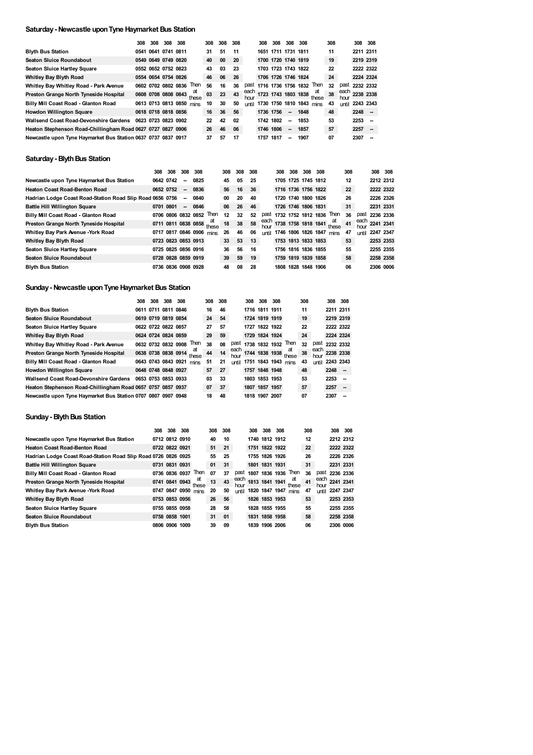## Saturday - Newcastle upon Tyne Haymarket Bus Station

| | 308 | 308 | 308 | 308 | | 308 | 308 | 308 | | 308 | 308 | 308 | 308 | | 308 | | 308 | 308 |
|---|---|---|---|---|---|---|---|---|---|---|---|---|---|---|---|---|---|---|
| Blyth Bus Station | 0541 | 0641 | 0741 | 0811 | | 31 | 51 | 11 | | 1651 | 1711 | 1731 | 1811 | | 11 | | 2211 | 2311 |
| Seaton Sluice Roundabout | 0549 | 0649 | 0749 | 0820 | | 40 | 00 | 20 | | 1700 | 1720 | 1740 | 1819 | | 19 | | 2219 | 2319 |
| Seaton Sluice Hartley Square | 0552 | 0652 | 0752 | 0823 | | 43 | 03 | 23 | | 1703 | 1723 | 1743 | 1822 | | 22 | | 2222 | 2322 |
| Whitley Bay Blyth Road | 0554 | 0654 | 0754 | 0826 | | 46 | 06 | 26 | | 1706 | 1726 | 1746 | 1824 | | 24 | | 2224 | 2324 |
| Whitley Bay Whitley Road - Park Avenue | 0602 | 0702 | 0802 | 0836 | Then | 56 | 16 | 36 | past | 1716 | 1736 | 1756 | 1832 | Then | 32 | past | 2232 | 2332 |
| Preston Grange North Tyneside Hospital | 0608 | 0708 | 0808 | 0843 | at these | 03 | 23 | 43 | each hour | 1723 | 1743 | 1803 | 1838 | at these | 38 | each hour | 2238 | 2338 |
| Billy Mill Coast Road - Glanton Road | 0613 | 0713 | 0813 | 0850 | mins | 10 | 30 | 50 | until | 1730 | 1750 | 1810 | 1843 | mins | 43 | until | 2243 | 2343 |
| Howdon Willington Square | 0618 | 0718 | 0818 | 0856 | | 16 | 36 | 56 | | 1736 | 1756 | -- | 1848 | | 48 | | 2248 | -- |
| Wallsend Coast Road-Devonshire Gardens | 0623 | 0723 | 0823 | 0902 | | 22 | 42 | 02 | | 1742 | 1802 | -- | 1853 | | 53 | | 2253 | -- |
| Heaton Stephenson Road-Chillingham Road | 0627 | 0727 | 0827 | 0906 | | 26 | 46 | 06 | | 1746 | 1806 | -- | 1857 | | 57 | | 2257 | -- |
| Newcastle upon Tyne Haymarket Bus Station | 0637 | 0737 | 0837 | 0917 | | 37 | 57 | 17 | | 1757 | 1817 | -- | 1907 | | 07 | | 2307 | -- |

## Saturday - Blyth Bus Station

| | 308 | 308 | 308 | 308 | | 308 | 308 | 308 | | 308 | 308 | 308 | 308 | | 308 | | 308 | 308 |
|---|---|---|---|---|---|---|---|---|---|---|---|---|---|---|---|---|---|---|
| Newcastle upon Tyne Haymarket Bus Station | | 0642 | 0742 | -- | 0825 | 45 | 05 | 25 | | 1705 | 1725 | 1745 | 1812 | | 12 | | 2212 | 2312 |
| Heaton Coast Road-Benton Road | | 0652 | 0752 | -- | 0836 | 56 | 16 | 36 | | 1716 | 1736 | 1756 | 1822 | | 22 | | 2222 | 2322 |
| Hadrian Lodge Coast Road-Station Road Slip Road | 0656 | 0756 | -- | 0840 | | 00 | 20 | 40 | | 1720 | 1740 | 1800 | 1826 | | 26 | | 2226 | 2326 |
| Battle Hill Willington Square | | 0701 | 0801 | -- | 0846 | 06 | 26 | 46 | | 1726 | 1746 | 1806 | 1831 | | 31 | | 2231 | 2331 |
| Billy Mill Coast Road - Glanton Road | 0706 | 0806 | 0832 | 0852 | Then | 12 | 32 | 52 | past | 1732 | 1752 | 1812 | 1836 | Then | 36 | past | 2236 | 2336 |
| Preston Grange North Tyneside Hospital | 0711 | 0811 | 0838 | 0858 | at these | 18 | 38 | 58 | each hour | 1738 | 1758 | 1818 | 1841 | at these | 41 | each hour | 2241 | 2341 |
| Whitley Bay Park Avenue -York Road | 0717 | 0817 | 0846 | 0906 | mins | 26 | 46 | 06 | until | 1746 | 1806 | 1826 | 1847 | mins | 47 | until | 2247 | 2347 |
| Whitley Bay Blyth Road | 0723 | 0823 | 0853 | 0913 | | 33 | 53 | 13 | | 1753 | 1813 | 1833 | 1853 | | 53 | | 2253 | 2353 |
| Seaton Sluice Hartley Square | 0725 | 0825 | 0856 | 0916 | | 36 | 56 | 16 | | 1756 | 1816 | 1836 | 1855 | | 55 | | 2255 | 2355 |
| Seaton Sluice Roundabout | 0728 | 0828 | 0859 | 0919 | | 39 | 59 | 19 | | 1759 | 1819 | 1839 | 1858 | | 58 | | 2258 | 2358 |
| Blyth Bus Station | 0736 | 0836 | 0908 | 0928 | | 48 | 08 | 28 | | 1808 | 1828 | 1848 | 1906 | | 06 | | 2306 | 0006 |

## Sunday - Newcastle upon Tyne Haymarket Bus Station

| | 308 | 308 | 308 | 308 | | 308 | 308 | | 308 | 308 | 308 | | 308 | | 308 | 308 |
|---|---|---|---|---|---|---|---|---|---|---|---|---|---|---|---|---|
| Blyth Bus Station | 0611 | 0711 | 0811 | 0846 | | 16 | 46 | | 1716 | 1811 | 1911 | | 11 | | 2211 | 2311 |
| Seaton Sluice Roundabout | 0619 | 0719 | 0819 | 0854 | | 24 | 54 | | 1724 | 1819 | 1919 | | 19 | | 2219 | 2319 |
| Seaton Sluice Hartley Square | 0622 | 0722 | 0822 | 0857 | | 27 | 57 | | 1727 | 1822 | 1922 | | 22 | | 2222 | 2322 |
| Whitley Bay Blyth Road | 0624 | 0724 | 0824 | 0859 | | 29 | 59 | | 1729 | 1824 | 1924 | | 24 | | 2224 | 2324 |
| Whitley Bay Whitley Road - Park Avenue | 0632 | 0732 | 0832 | 0908 | Then | 38 | 08 | past | 1738 | 1832 | 1932 | Then | 32 | past | 2232 | 2332 |
| Preston Grange North Tyneside Hospital | 0638 | 0738 | 0838 | 0914 | at these | 44 | 14 | each hour | 1744 | 1838 | 1938 | at these | 38 | each hour | 2238 | 2338 |
| Billy Mill Coast Road - Glanton Road | 0643 | 0743 | 0843 | 0921 | mins | 51 | 21 | until | 1751 | 1843 | 1943 | mins | 43 | until | 2243 | 2343 |
| Howdon Willington Square | 0648 | 0748 | 0848 | 0927 | | 57 | 27 | | 1757 | 1848 | 1948 | | 48 | | 2248 | -- |
| Wallsend Coast Road-Devonshire Gardens | 0653 | 0753 | 0853 | 0933 | | 03 | 33 | | 1803 | 1853 | 1953 | | 53 | | 2253 | -- |
| Heaton Stephenson Road-Chillingham Road | 0657 | 0757 | 0857 | 0937 | | 07 | 37 | | 1807 | 1857 | 1957 | | 57 | | 2257 | -- |
| Newcastle upon Tyne Haymarket Bus Station | 0707 | 0807 | 0907 | 0948 | | 18 | 48 | | 1818 | 1907 | 2007 | | 07 | | 2307 | -- |

## Sunday - Blyth Bus Station

| | 308 | 308 | 308 | | 308 | 308 | | 308 | 308 | 308 | | 308 | | 308 | 308 |
|---|---|---|---|---|---|---|---|---|---|---|---|---|---|---|---|
| Newcastle upon Tyne Haymarket Bus Station | 0712 | 0812 | 0910 | | 40 | 10 | | 1740 | 1812 | 1912 | | 12 | | 2212 | 2312 |
| Heaton Coast Road-Benton Road | 0722 | 0822 | 0921 | | 51 | 21 | | 1751 | 1822 | 1922 | | 22 | | 2222 | 2322 |
| Hadrian Lodge Coast Road-Station Road Slip Road | 0726 | 0826 | 0925 | | 55 | 25 | | 1755 | 1826 | 1926 | | 26 | | 2226 | 2326 |
| Battle Hill Willington Square | 0731 | 0831 | 0931 | | 01 | 31 | | 1801 | 1831 | 1931 | | 31 | | 2231 | 2331 |
| Billy Mill Coast Road - Glanton Road | 0736 | 0836 | 0937 | Then | 07 | 37 | past | 1807 | 1836 | 1936 | Then | 36 | past | 2236 | 2336 |
| Preston Grange North Tyneside Hospital | 0741 | 0841 | 0943 | at these | 13 | 43 | each hour | 1813 | 1841 | 1941 | at these | 41 | each hour | 2241 | 2341 |
| Whitley Bay Park Avenue -York Road | 0747 | 0847 | 0950 | mins | 20 | 50 | until | 1820 | 1847 | 1947 | mins | 47 | until | 2247 | 2347 |
| Whitley Bay Blyth Road | 0753 | 0853 | 0956 | | 26 | 56 | | 1826 | 1853 | 1953 | | 53 | | 2253 | 2353 |
| Seaton Sluice Hartley Square | 0755 | 0855 | 0958 | | 28 | 58 | | 1828 | 1855 | 1955 | | 55 | | 2255 | 2355 |
| Seaton Sluice Roundabout | 0758 | 0858 | 1001 | | 31 | 01 | | 1831 | 1858 | 1958 | | 58 | | 2258 | 2358 |
| Blyth Bus Station | 0806 | 0906 | 1009 | | 39 | 09 | | 1839 | 1906 | 2006 | | 06 | | 2306 | 0006 |